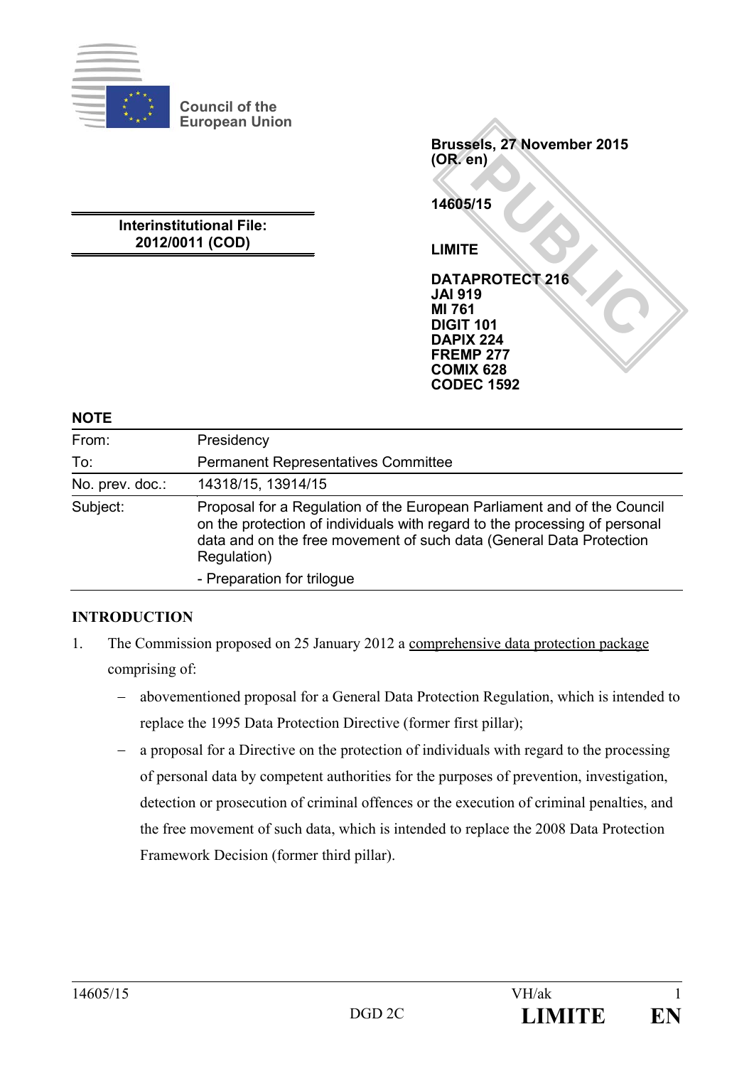Council of the European Union

Brussels, 27 November 2015
(OR. en)

14605/15

LIMITE

DATAPROTECT 216
JAI 919
MI 761
DIGIT 101
DAPIX 224
FREMP 277
COMIX 628
CODEC 1592

**Interinstitutional File:**
**2012/0011 (COD)**

## NOTE

| | |
|---|---|
| From: | Presidency |
| To: | Permanent Representatives Committee |
| No. prev. doc.: | 14318/15, 13914/15 |
| Subject: | Proposal for a Regulation of the European Parliament and of the Council on the protection of individuals with regard to the processing of personal data and on the free movement of such data (General Data Protection Regulation)<br>- Preparation for trilogue |

## INTRODUCTION

1. The Commission proposed on 25 January 2012 a comprehensive data protection package comprising of:
   - abovementioned proposal for a General Data Protection Regulation, which is intended to replace the 1995 Data Protection Directive (former first pillar);
   - a proposal for a Directive on the protection of individuals with regard to the processing of personal data by competent authorities for the purposes of prevention, investigation, detection or prosecution of criminal offences or the execution of criminal penalties, and the free movement of such data, which is intended to replace the 2008 Data Protection Framework Decision (former third pillar).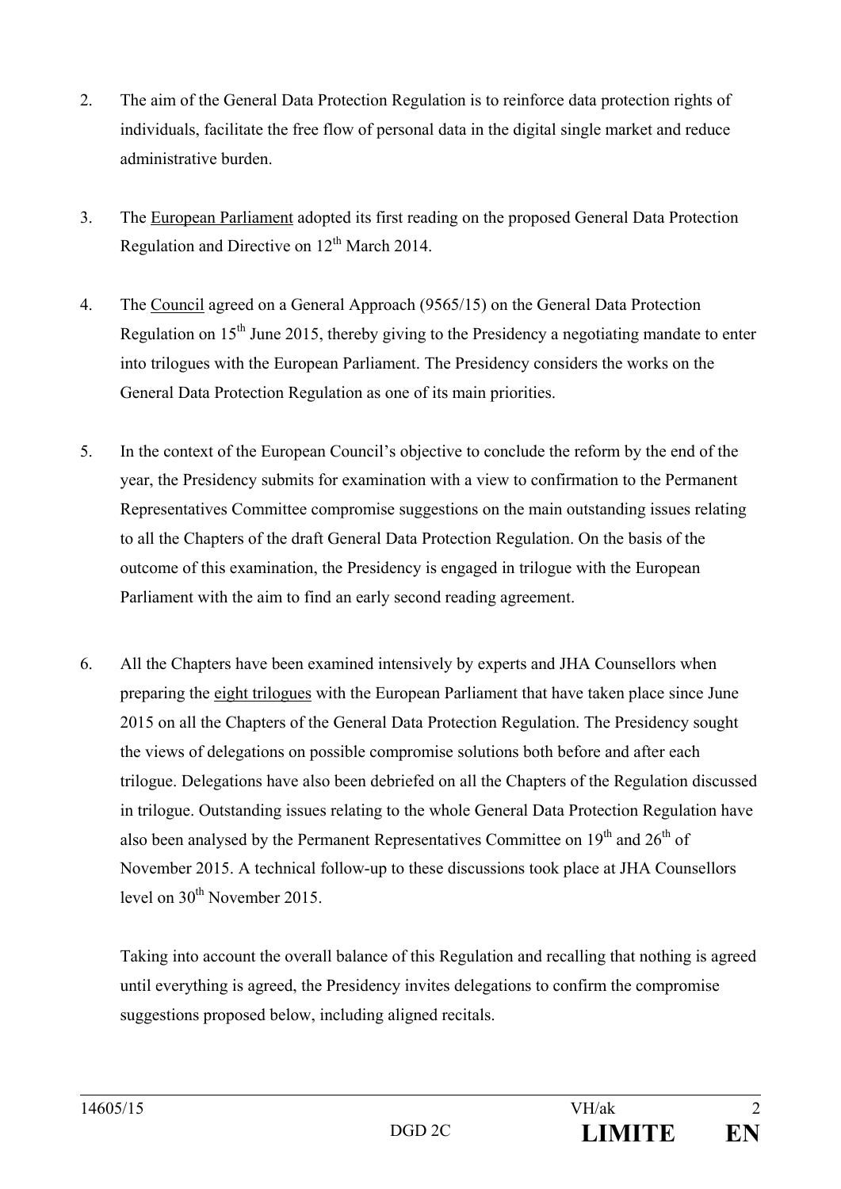2. The aim of the General Data Protection Regulation is to reinforce data protection rights of individuals, facilitate the free flow of personal data in the digital single market and reduce administrative burden.

3. The European Parliament adopted its first reading on the proposed General Data Protection Regulation and Directive on 12th March 2014.

4. The Council agreed on a General Approach (9565/15) on the General Data Protection Regulation on 15th June 2015, thereby giving to the Presidency a negotiating mandate to enter into trilogues with the European Parliament. The Presidency considers the works on the General Data Protection Regulation as one of its main priorities.

5. In the context of the European Council's objective to conclude the reform by the end of the year, the Presidency submits for examination with a view to confirmation to the Permanent Representatives Committee compromise suggestions on the main outstanding issues relating to all the Chapters of the draft General Data Protection Regulation. On the basis of the outcome of this examination, the Presidency is engaged in trilogue with the European Parliament with the aim to find an early second reading agreement.

6. All the Chapters have been examined intensively by experts and JHA Counsellors when preparing the eight trilogues with the European Parliament that have taken place since June 2015 on all the Chapters of the General Data Protection Regulation. The Presidency sought the views of delegations on possible compromise solutions both before and after each trilogue. Delegations have also been debriefed on all the Chapters of the Regulation discussed in trilogue. Outstanding issues relating to the whole General Data Protection Regulation have also been analysed by the Permanent Representatives Committee on 19th and 26th of November 2015. A technical follow-up to these discussions took place at JHA Counsellors level on 30th November 2015.

   Taking into account the overall balance of this Regulation and recalling that nothing is agreed until everything is agreed, the Presidency invites delegations to confirm the compromise suggestions proposed below, including aligned recitals.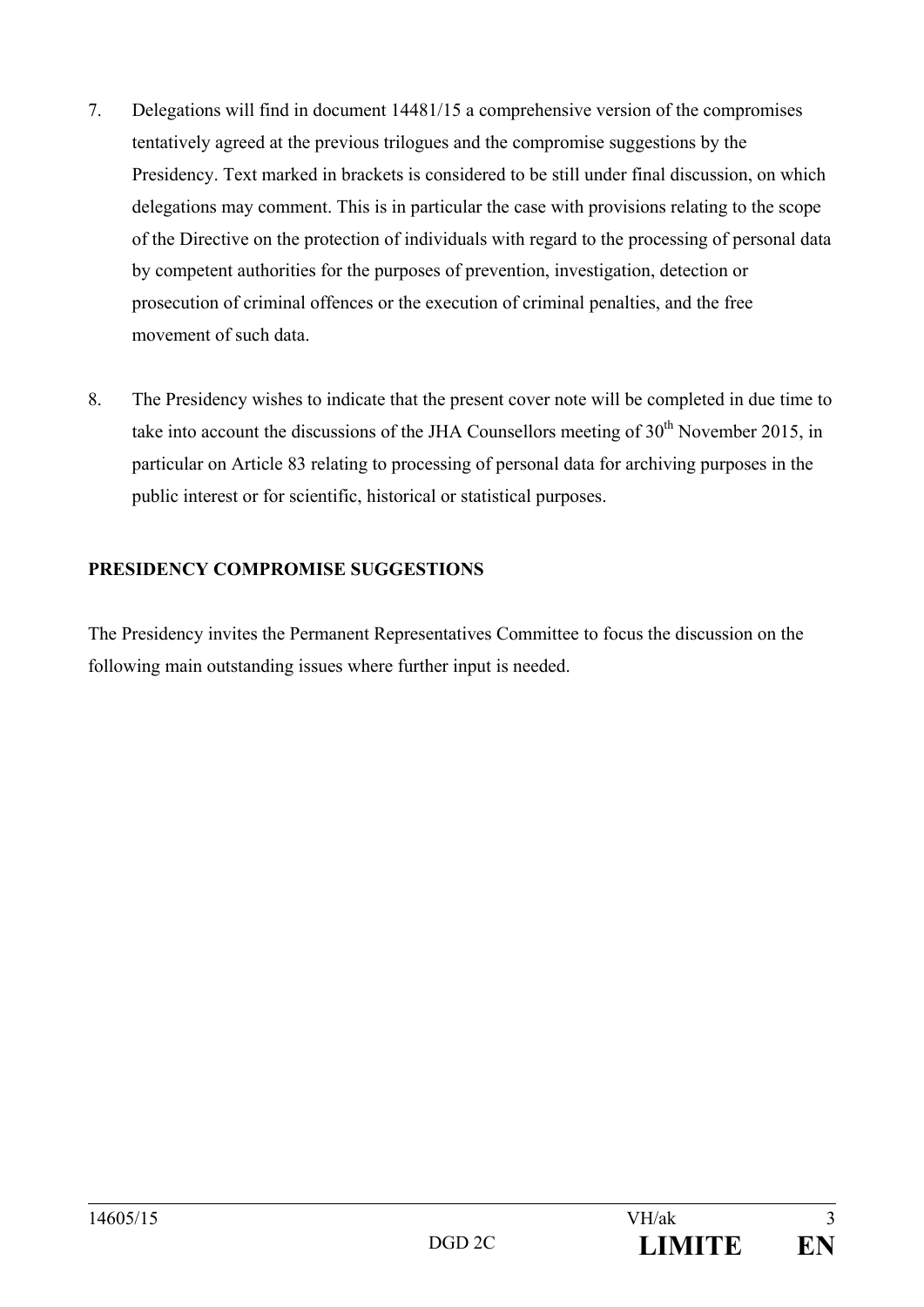7. Delegations will find in document 14481/15 a comprehensive version of the compromises tentatively agreed at the previous trilogues and the compromise suggestions by the Presidency. Text marked in brackets is considered to be still under final discussion, on which delegations may comment. This is in particular the case with provisions relating to the scope of the Directive on the protection of individuals with regard to the processing of personal data by competent authorities for the purposes of prevention, investigation, detection or prosecution of criminal offences or the execution of criminal penalties, and the free movement of such data.

8. The Presidency wishes to indicate that the present cover note will be completed in due time to take into account the discussions of the JHA Counsellors meeting of 30th November 2015, in particular on Article 83 relating to processing of personal data for archiving purposes in the public interest or for scientific, historical or statistical purposes.

**PRESIDENCY COMPROMISE SUGGESTIONS**

The Presidency invites the Permanent Representatives Committee to focus the discussion on the following main outstanding issues where further input is needed.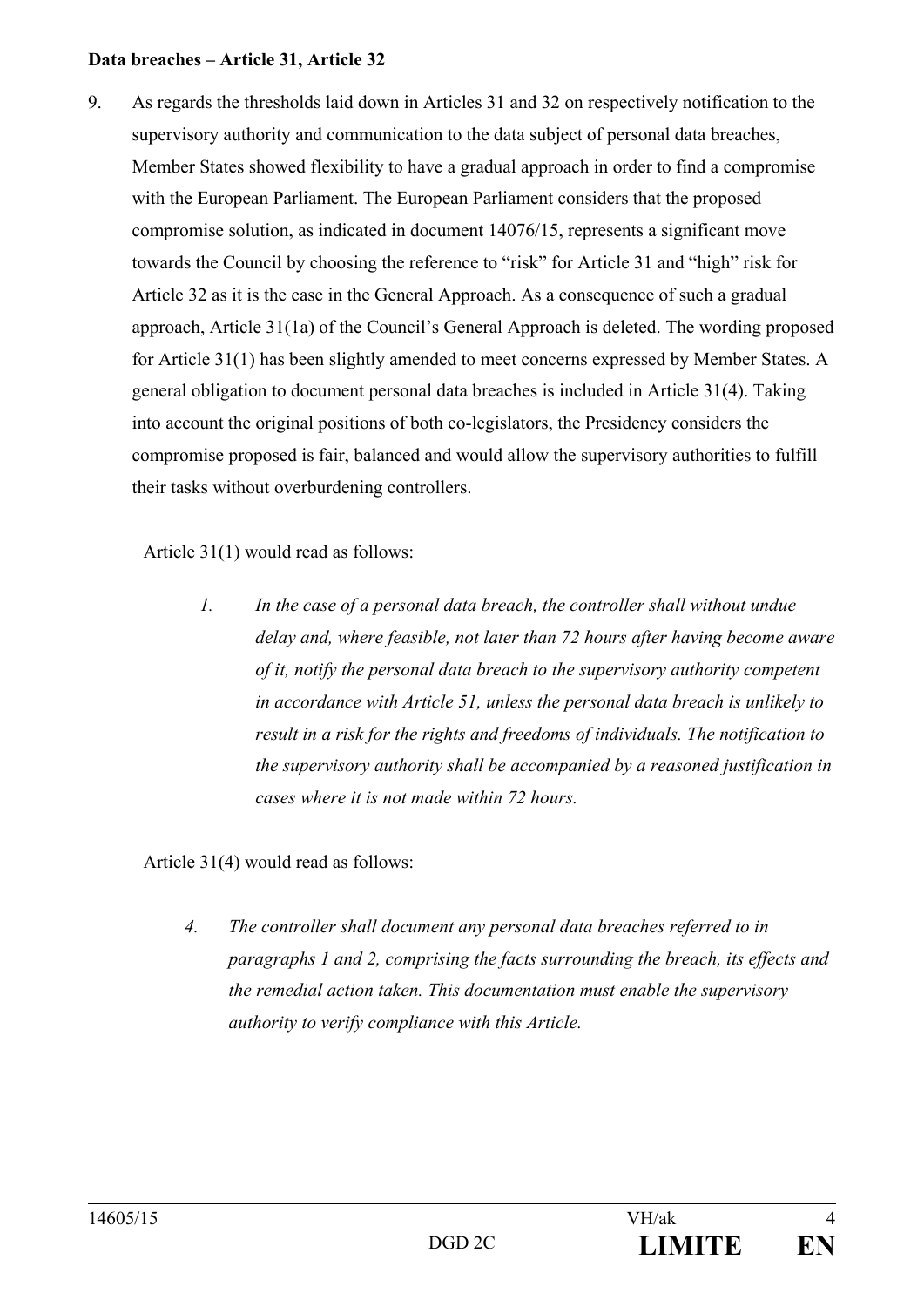**Data breaches – Article 31, Article 32**

9. As regards the thresholds laid down in Articles 31 and 32 on respectively notification to the supervisory authority and communication to the data subject of personal data breaches, Member States showed flexibility to have a gradual approach in order to find a compromise with the European Parliament. The European Parliament considers that the proposed compromise solution, as indicated in document 14076/15, represents a significant move towards the Council by choosing the reference to "risk" for Article 31 and "high" risk for Article 32 as it is the case in the General Approach. As a consequence of such a gradual approach, Article 31(1a) of the Council's General Approach is deleted. The wording proposed for Article 31(1) has been slightly amended to meet concerns expressed by Member States. A general obligation to document personal data breaches is included in Article 31(4). Taking into account the original positions of both co-legislators, the Presidency considers the compromise proposed is fair, balanced and would allow the supervisory authorities to fulfill their tasks without overburdening controllers.

Article 31(1) would read as follows:

> *1. In the case of a personal data breach, the controller shall without undue delay and, where feasible, not later than 72 hours after having become aware of it, notify the personal data breach to the supervisory authority competent in accordance with Article 51, unless the personal data breach is unlikely to result in a risk for the rights and freedoms of individuals. The notification to the supervisory authority shall be accompanied by a reasoned justification in cases where it is not made within 72 hours.*

Article 31(4) would read as follows:

> *4. The controller shall document any personal data breaches referred to in paragraphs 1 and 2, comprising the facts surrounding the breach, its effects and the remedial action taken. This documentation must enable the supervisory authority to verify compliance with this Article.*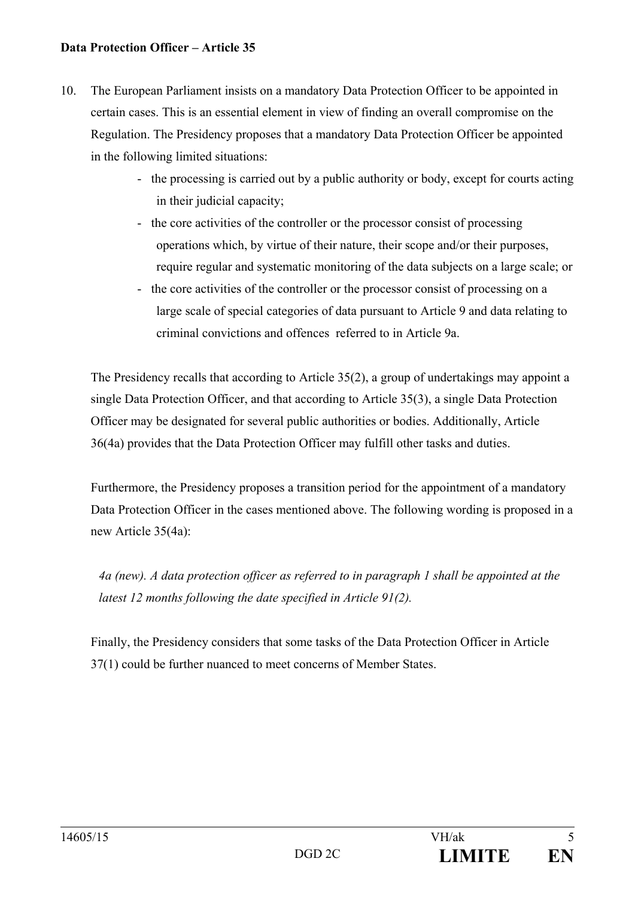**Data Protection Officer – Article 35**

10. The European Parliament insists on a mandatory Data Protection Officer to be appointed in certain cases. This is an essential element in view of finding an overall compromise on the Regulation. The Presidency proposes that a mandatory Data Protection Officer be appointed in the following limited situations:

    - the processing is carried out by a public authority or body, except for courts acting in their judicial capacity;
    - the core activities of the controller or the processor consist of processing operations which, by virtue of their nature, their scope and/or their purposes, require regular and systematic monitoring of the data subjects on a large scale; or
    - the core activities of the controller or the processor consist of processing on a large scale of special categories of data pursuant to Article 9 and data relating to criminal convictions and offences referred to in Article 9a.

    The Presidency recalls that according to Article 35(2), a group of undertakings may appoint a single Data Protection Officer, and that according to Article 35(3), a single Data Protection Officer may be designated for several public authorities or bodies. Additionally, Article 36(4a) provides that the Data Protection Officer may fulfill other tasks and duties.

    Furthermore, the Presidency proposes a transition period for the appointment of a mandatory Data Protection Officer in the cases mentioned above. The following wording is proposed in a new Article 35(4a):

    *4a (new). A data protection officer as referred to in paragraph 1 shall be appointed at the latest 12 months following the date specified in Article 91(2).*

    Finally, the Presidency considers that some tasks of the Data Protection Officer in Article 37(1) could be further nuanced to meet concerns of Member States.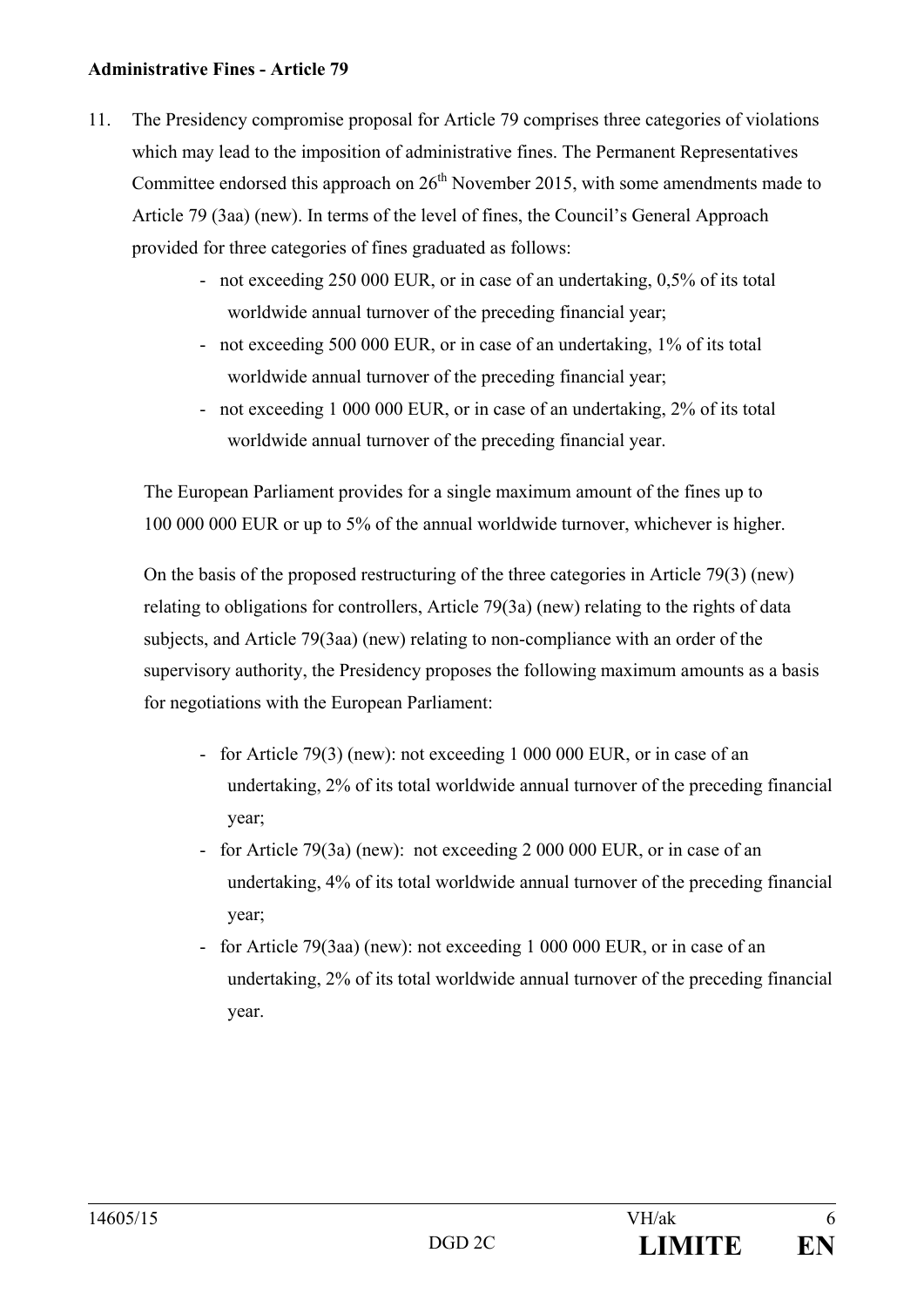**Administrative Fines - Article 79**

11. The Presidency compromise proposal for Article 79 comprises three categories of violations which may lead to the imposition of administrative fines. The Permanent Representatives Committee endorsed this approach on 26th November 2015, with some amendments made to Article 79 (3aa) (new). In terms of the level of fines, the Council's General Approach provided for three categories of fines graduated as follows:

    - not exceeding 250 000 EUR, or in case of an undertaking, 0,5% of its total worldwide annual turnover of the preceding financial year;
    - not exceeding 500 000 EUR, or in case of an undertaking, 1% of its total worldwide annual turnover of the preceding financial year;
    - not exceeding 1 000 000 EUR, or in case of an undertaking, 2% of its total worldwide annual turnover of the preceding financial year.

    The European Parliament provides for a single maximum amount of the fines up to 100 000 000 EUR or up to 5% of the annual worldwide turnover, whichever is higher.

    On the basis of the proposed restructuring of the three categories in Article 79(3) (new) relating to obligations for controllers, Article 79(3a) (new) relating to the rights of data subjects, and Article 79(3aa) (new) relating to non-compliance with an order of the supervisory authority, the Presidency proposes the following maximum amounts as a basis for negotiations with the European Parliament:

    - for Article 79(3) (new): not exceeding 1 000 000 EUR, or in case of an undertaking, 2% of its total worldwide annual turnover of the preceding financial year;
    - for Article 79(3a) (new): not exceeding 2 000 000 EUR, or in case of an undertaking, 4% of its total worldwide annual turnover of the preceding financial year;
    - for Article 79(3aa) (new): not exceeding 1 000 000 EUR, or in case of an undertaking, 2% of its total worldwide annual turnover of the preceding financial year.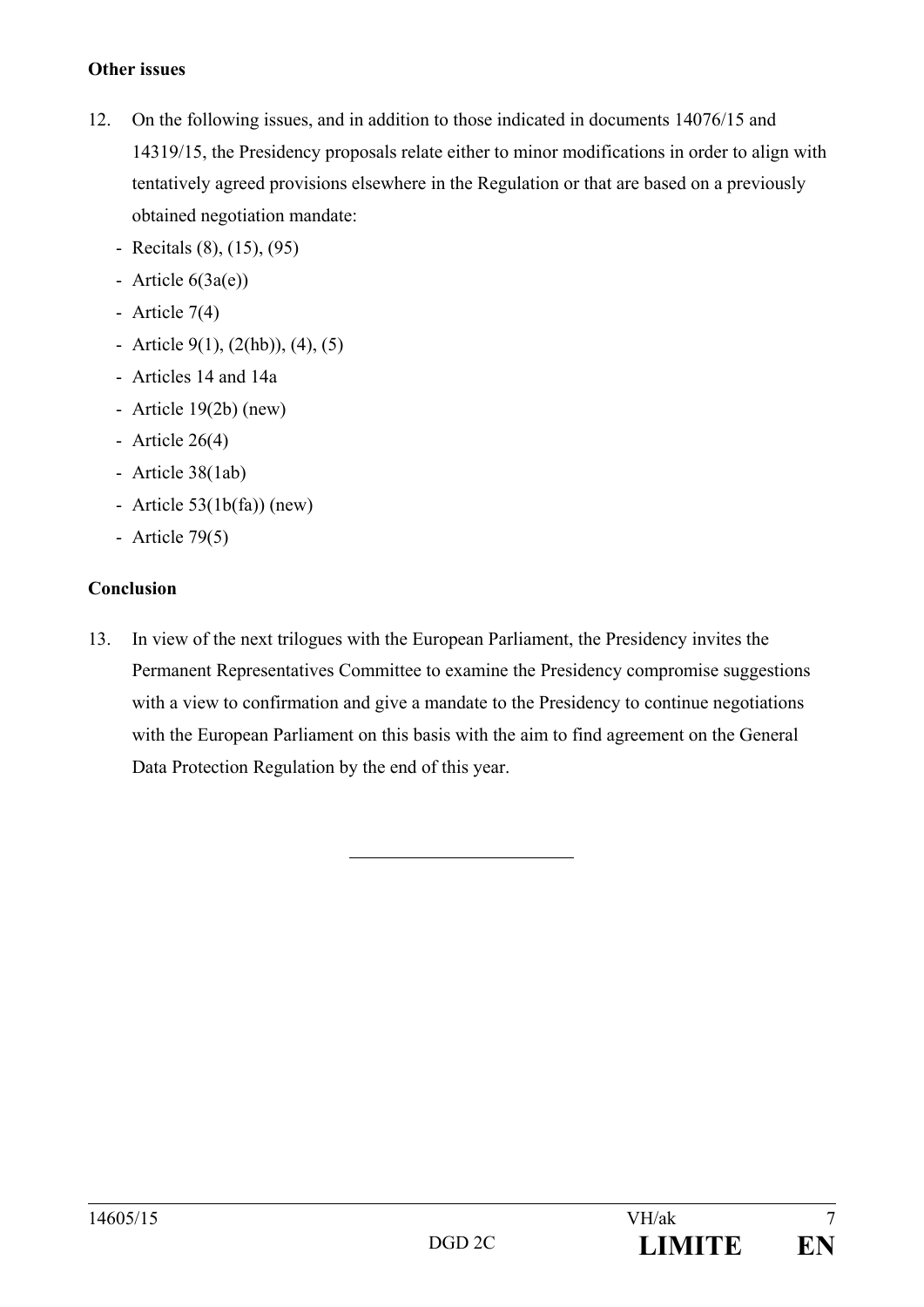**Other issues**

12. On the following issues, and in addition to those indicated in documents 14076/15 and 14319/15, the Presidency proposals relate either to minor modifications in order to align with tentatively agreed provisions elsewhere in the Regulation or that are based on a previously obtained negotiation mandate:
    - Recitals (8), (15), (95)
    - Article 6(3a(e))
    - Article 7(4)
    - Article 9(1), (2(hb)), (4), (5)
    - Articles 14 and 14a
    - Article 19(2b) (new)
    - Article 26(4)
    - Article 38(1ab)
    - Article 53(1b(fa)) (new)
    - Article 79(5)

**Conclusion**

13. In view of the next trilogues with the European Parliament, the Presidency invites the Permanent Representatives Committee to examine the Presidency compromise suggestions with a view to confirmation and give a mandate to the Presidency to continue negotiations with the European Parliament on this basis with the aim to find agreement on the General Data Protection Regulation by the end of this year.